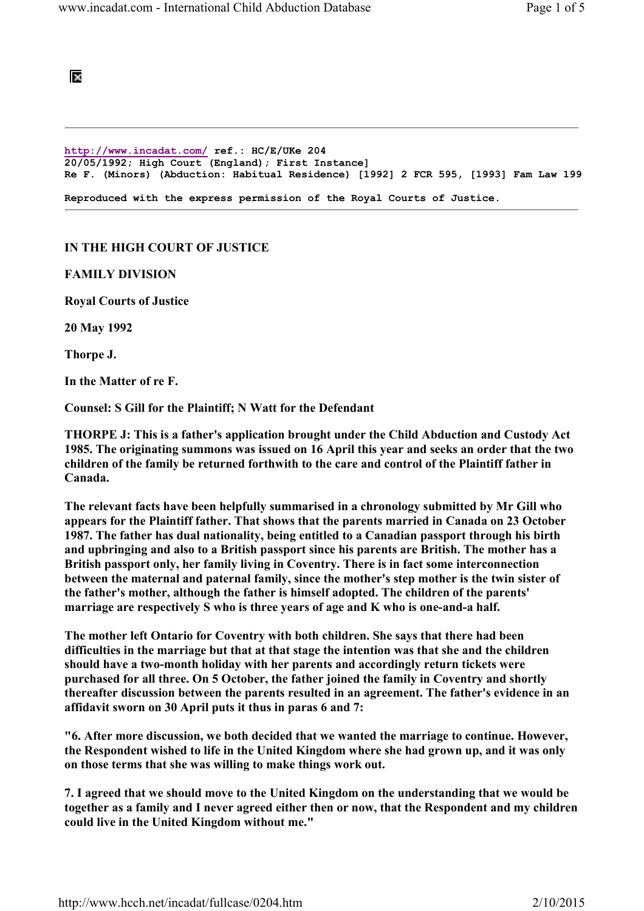http://www.incadat.com/ ref.: HC/E/UKe 204
20/05/1992; High Court (England); First Instance]
Re F. (Minors) (Abduction: Habitual Residence) [1992] 2 FCR 595, [1993] Fam Law 199

Reproduced with the express permission of the Royal Courts of Justice.

---

**IN THE HIGH COURT OF JUSTICE**

**FAMILY DIVISION**

**Royal Courts of Justice**

**20 May 1992**

**Thorpe J.**

**In the Matter of re F.**

**Counsel: S Gill for the Plaintiff; N Watt for the Defendant**

**THORPE J: This is a father's application brought under the Child Abduction and Custody Act 1985. The originating summons was issued on 16 April this year and seeks an order that the two children of the family be returned forthwith to the care and control of the Plaintiff father in Canada.**

**The relevant facts have been helpfully summarised in a chronology submitted by Mr Gill who appears for the Plaintiff father. That shows that the parents married in Canada on 23 October 1987. The father has dual nationality, being entitled to a Canadian passport through his birth and upbringing and also to a British passport since his parents are British. The mother has a British passport only, her family living in Coventry. There is in fact some interconnection between the maternal and paternal family, since the mother's step mother is the twin sister of the father's mother, although the father is himself adopted. The children of the parents' marriage are respectively S who is three years of age and K who is one-and-a half.**

**The mother left Ontario for Coventry with both children. She says that there had been difficulties in the marriage but that at that stage the intention was that she and the children should have a two-month holiday with her parents and accordingly return tickets were purchased for all three. On 5 October, the father joined the family in Coventry and shortly thereafter discussion between the parents resulted in an agreement. The father's evidence in an affidavit sworn on 30 April puts it thus in paras 6 and 7:**

**"6. After more discussion, we both decided that we wanted the marriage to continue. However, the Respondent wished to life in the United Kingdom where she had grown up, and it was only on those terms that she was willing to make things work out.**

**7. I agreed that we should move to the United Kingdom on the understanding that we would be together as a family and I never agreed either then or now, that the Respondent and my children could live in the United Kingdom without me."**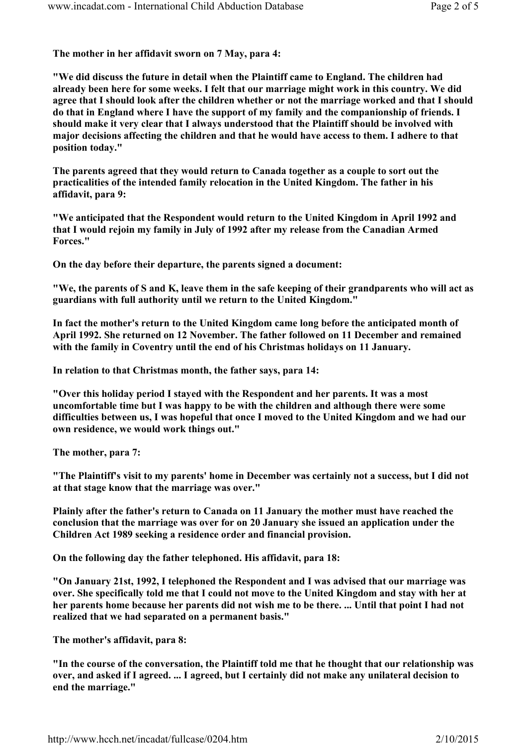**The mother in her affidavit sworn on 7 May, para 4:**

**"We did discuss the future in detail when the Plaintiff came to England. The children had already been here for some weeks. I felt that our marriage might work in this country. We did agree that I should look after the children whether or not the marriage worked and that I should do that in England where I have the support of my family and the companionship of friends. I should make it very clear that I always understood that the Plaintiff should be involved with major decisions affecting the children and that he would have access to them. I adhere to that position today."**

**The parents agreed that they would return to Canada together as a couple to sort out the practicalities of the intended family relocation in the United Kingdom. The father in his affidavit, para 9:**

**"We anticipated that the Respondent would return to the United Kingdom in April 1992 and that I would rejoin my family in July of 1992 after my release from the Canadian Armed Forces."**

**On the day before their departure, the parents signed a document:**

**"We, the parents of S and K, leave them in the safe keeping of their grandparents who will act as guardians with full authority until we return to the United Kingdom."**

**In fact the mother's return to the United Kingdom came long before the anticipated month of April 1992. She returned on 12 November. The father followed on 11 December and remained with the family in Coventry until the end of his Christmas holidays on 11 January.**

**In relation to that Christmas month, the father says, para 14:**

**"Over this holiday period I stayed with the Respondent and her parents. It was a most uncomfortable time but I was happy to be with the children and although there were some difficulties between us, I was hopeful that once I moved to the United Kingdom and we had our own residence, we would work things out."**

**The mother, para 7:**

**"The Plaintiff's visit to my parents' home in December was certainly not a success, but I did not at that stage know that the marriage was over."**

**Plainly after the father's return to Canada on 11 January the mother must have reached the conclusion that the marriage was over for on 20 January she issued an application under the Children Act 1989 seeking a residence order and financial provision.**

**On the following day the father telephoned. His affidavit, para 18:**

**"On January 21st, 1992, I telephoned the Respondent and I was advised that our marriage was over. She specifically told me that I could not move to the United Kingdom and stay with her at her parents home because her parents did not wish me to be there. ... Until that point I had not realized that we had separated on a permanent basis."**

**The mother's affidavit, para 8:**

**"In the course of the conversation, the Plaintiff told me that he thought that our relationship was over, and asked if I agreed. ... I agreed, but I certainly did not make any unilateral decision to end the marriage."**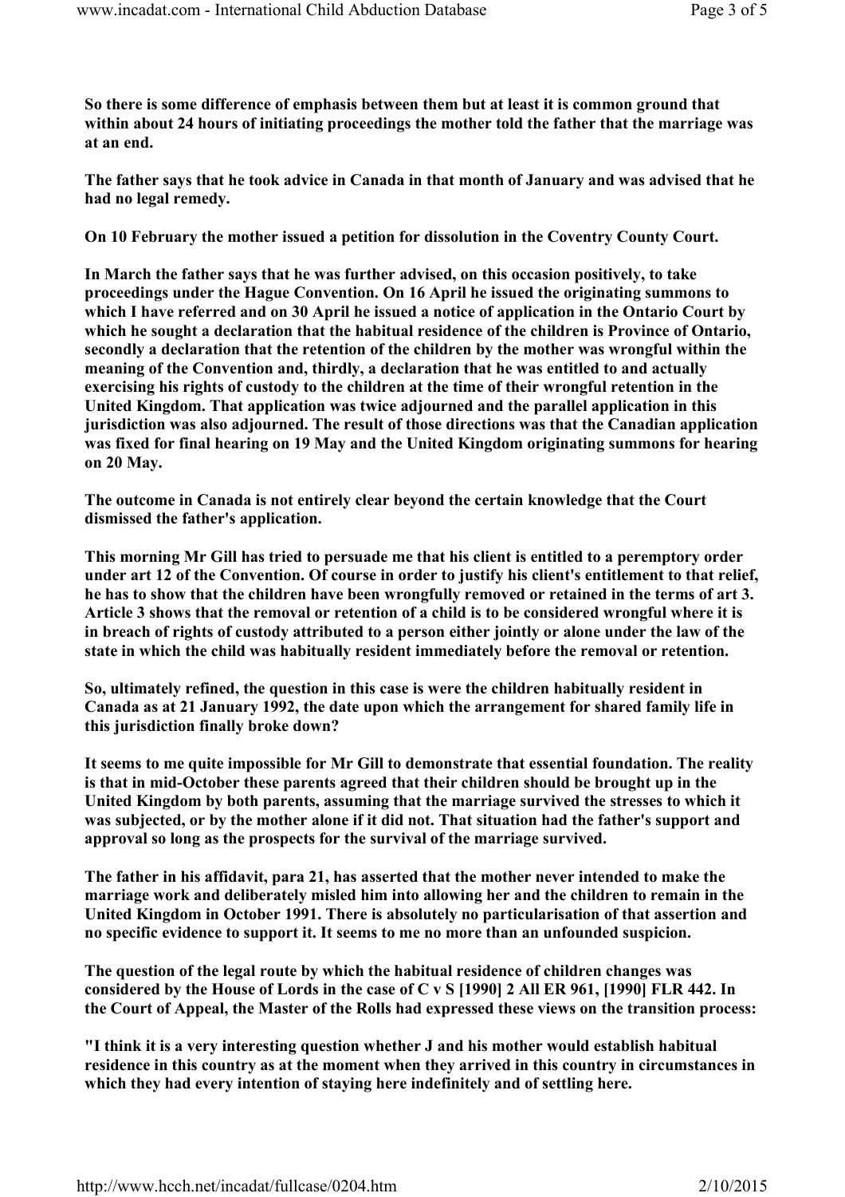So there is some difference of emphasis between them but at least it is common ground that within about 24 hours of initiating proceedings the mother told the father that the marriage was at an end.

The father says that he took advice in Canada in that month of January and was advised that he had no legal remedy.

On 10 February the mother issued a petition for dissolution in the Coventry County Court.

In March the father says that he was further advised, on this occasion positively, to take proceedings under the Hague Convention. On 16 April he issued the originating summons to which I have referred and on 30 April he issued a notice of application in the Ontario Court by which he sought a declaration that the habitual residence of the children is Province of Ontario, secondly a declaration that the retention of the children by the mother was wrongful within the meaning of the Convention and, thirdly, a declaration that he was entitled to and actually exercising his rights of custody to the children at the time of their wrongful retention in the United Kingdom. That application was twice adjourned and the parallel application in this jurisdiction was also adjourned. The result of those directions was that the Canadian application was fixed for final hearing on 19 May and the United Kingdom originating summons for hearing on 20 May.

The outcome in Canada is not entirely clear beyond the certain knowledge that the Court dismissed the father's application.

This morning Mr Gill has tried to persuade me that his client is entitled to a peremptory order under art 12 of the Convention. Of course in order to justify his client's entitlement to that relief, he has to show that the children have been wrongfully removed or retained in the terms of art 3. Article 3 shows that the removal or retention of a child is to be considered wrongful where it is in breach of rights of custody attributed to a person either jointly or alone under the law of the state in which the child was habitually resident immediately before the removal or retention.

So, ultimately refined, the question in this case is were the children habitually resident in Canada as at 21 January 1992, the date upon which the arrangement for shared family life in this jurisdiction finally broke down?

It seems to me quite impossible for Mr Gill to demonstrate that essential foundation. The reality is that in mid-October these parents agreed that their children should be brought up in the United Kingdom by both parents, assuming that the marriage survived the stresses to which it was subjected, or by the mother alone if it did not. That situation had the father's support and approval so long as the prospects for the survival of the marriage survived.

The father in his affidavit, para 21, has asserted that the mother never intended to make the marriage work and deliberately misled him into allowing her and the children to remain in the United Kingdom in October 1991. There is absolutely no particularisation of that assertion and no specific evidence to support it. It seems to me no more than an unfounded suspicion.

The question of the legal route by which the habitual residence of children changes was considered by the House of Lords in the case of C v S [1990] 2 All ER 961, [1990] FLR 442. In the Court of Appeal, the Master of the Rolls had expressed these views on the transition process:

"I think it is a very interesting question whether J and his mother would establish habitual residence in this country as at the moment when they arrived in this country in circumstances in which they had every intention of staying here indefinitely and of settling here.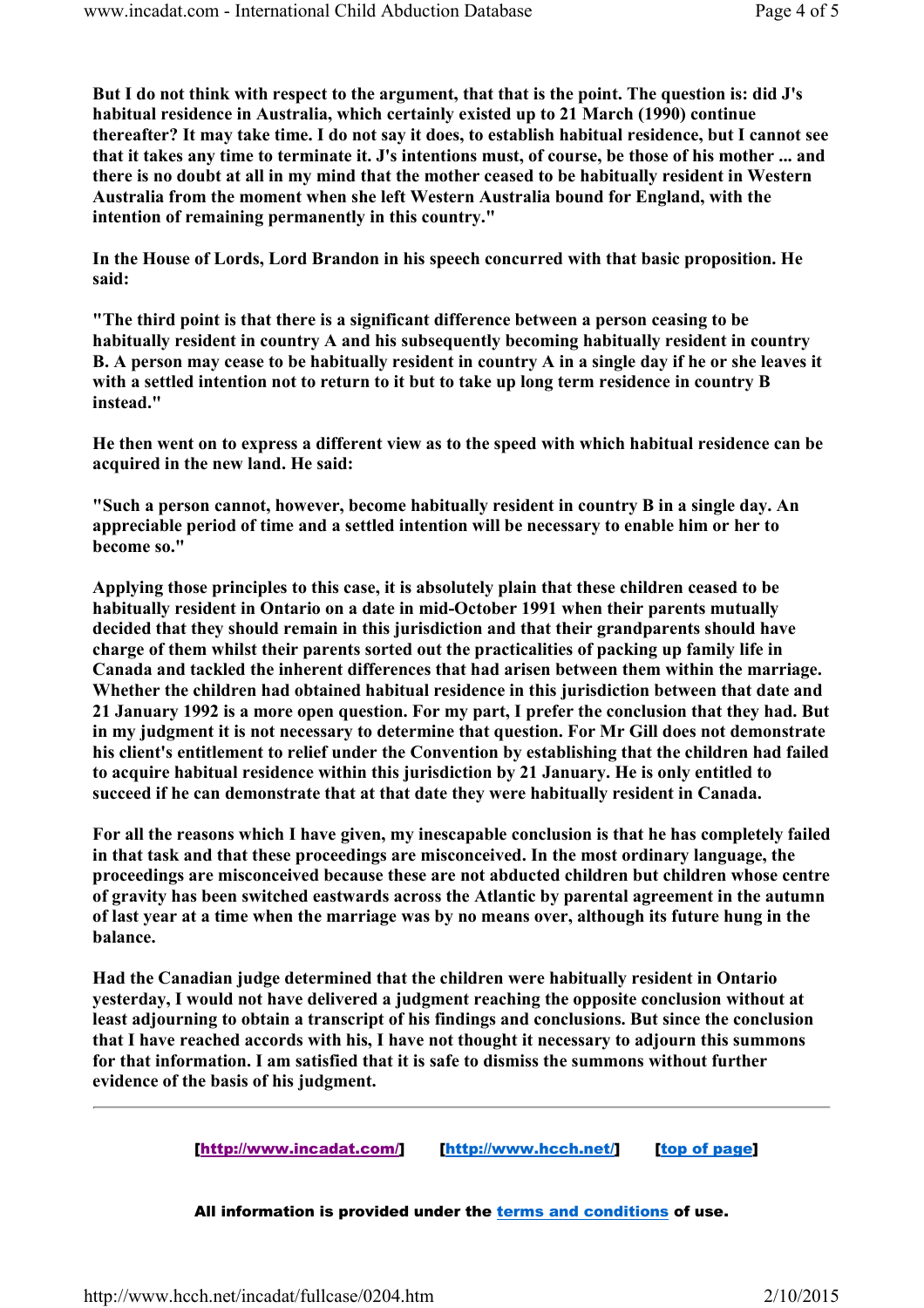**But I do not think with respect to the argument, that that is the point. The question is: did J's habitual residence in Australia, which certainly existed up to 21 March (1990) continue thereafter? It may take time. I do not say it does, to establish habitual residence, but I cannot see that it takes any time to terminate it. J's intentions must, of course, be those of his mother ... and there is no doubt at all in my mind that the mother ceased to be habitually resident in Western Australia from the moment when she left Western Australia bound for England, with the intention of remaining permanently in this country."**

**In the House of Lords, Lord Brandon in his speech concurred with that basic proposition. He said:**

**"The third point is that there is a significant difference between a person ceasing to be habitually resident in country A and his subsequently becoming habitually resident in country B. A person may cease to be habitually resident in country A in a single day if he or she leaves it with a settled intention not to return to it but to take up long term residence in country B instead."**

**He then went on to express a different view as to the speed with which habitual residence can be acquired in the new land. He said:**

**"Such a person cannot, however, become habitually resident in country B in a single day. An appreciable period of time and a settled intention will be necessary to enable him or her to become so."**

**Applying those principles to this case, it is absolutely plain that these children ceased to be habitually resident in Ontario on a date in mid-October 1991 when their parents mutually decided that they should remain in this jurisdiction and that their grandparents should have charge of them whilst their parents sorted out the practicalities of packing up family life in Canada and tackled the inherent differences that had arisen between them within the marriage. Whether the children had obtained habitual residence in this jurisdiction between that date and 21 January 1992 is a more open question. For my part, I prefer the conclusion that they had. But in my judgment it is not necessary to determine that question. For Mr Gill does not demonstrate his client's entitlement to relief under the Convention by establishing that the children had failed to acquire habitual residence within this jurisdiction by 21 January. He is only entitled to succeed if he can demonstrate that at that date they were habitually resident in Canada.**

**For all the reasons which I have given, my inescapable conclusion is that he has completely failed in that task and that these proceedings are misconceived. In the most ordinary language, the proceedings are misconceived because these are not abducted children but children whose centre of gravity has been switched eastwards across the Atlantic by parental agreement in the autumn of last year at a time when the marriage was by no means over, although its future hung in the balance.**

**Had the Canadian judge determined that the children were habitually resident in Ontario yesterday, I would not have delivered a judgment reaching the opposite conclusion without at least adjourning to obtain a transcript of his findings and conclusions. But since the conclusion that I have reached accords with his, I have not thought it necessary to adjourn this summons for that information. I am satisfied that it is safe to dismiss the summons without further evidence of the basis of his judgment.**

---

[http://www.incadat.com/] [http://www.hcch.net/] [top of page]

**All information is provided under the terms and conditions of use.**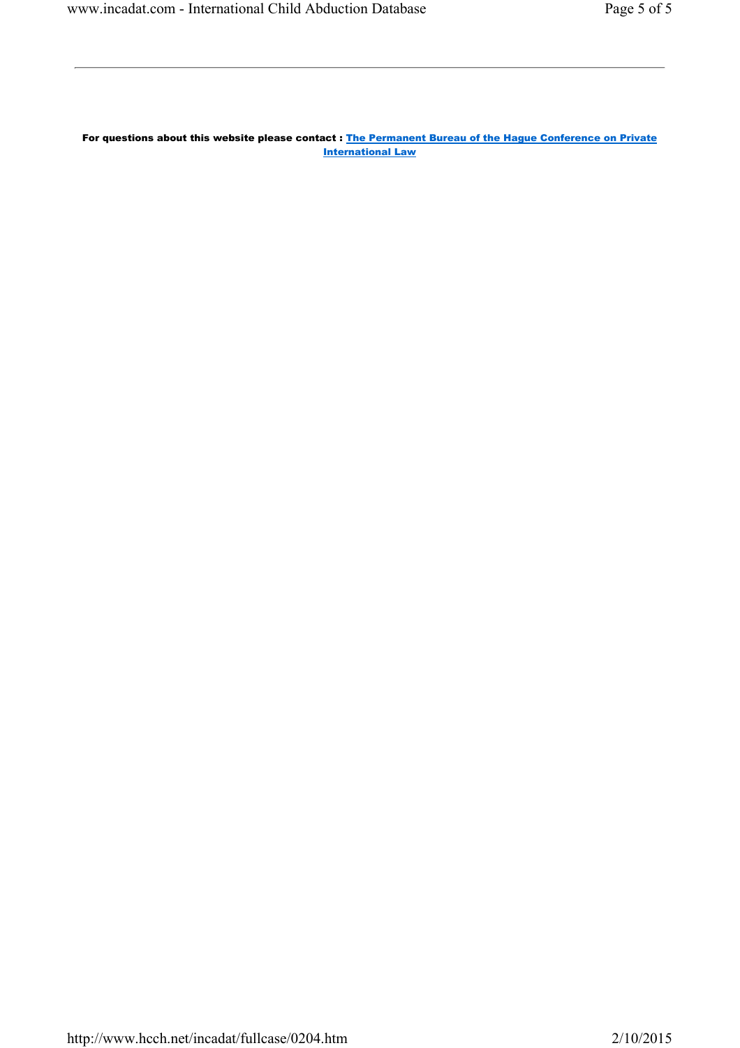---

**For questions about this website please contact : [The Permanent Bureau of the Hague Conference on Private International Law]**